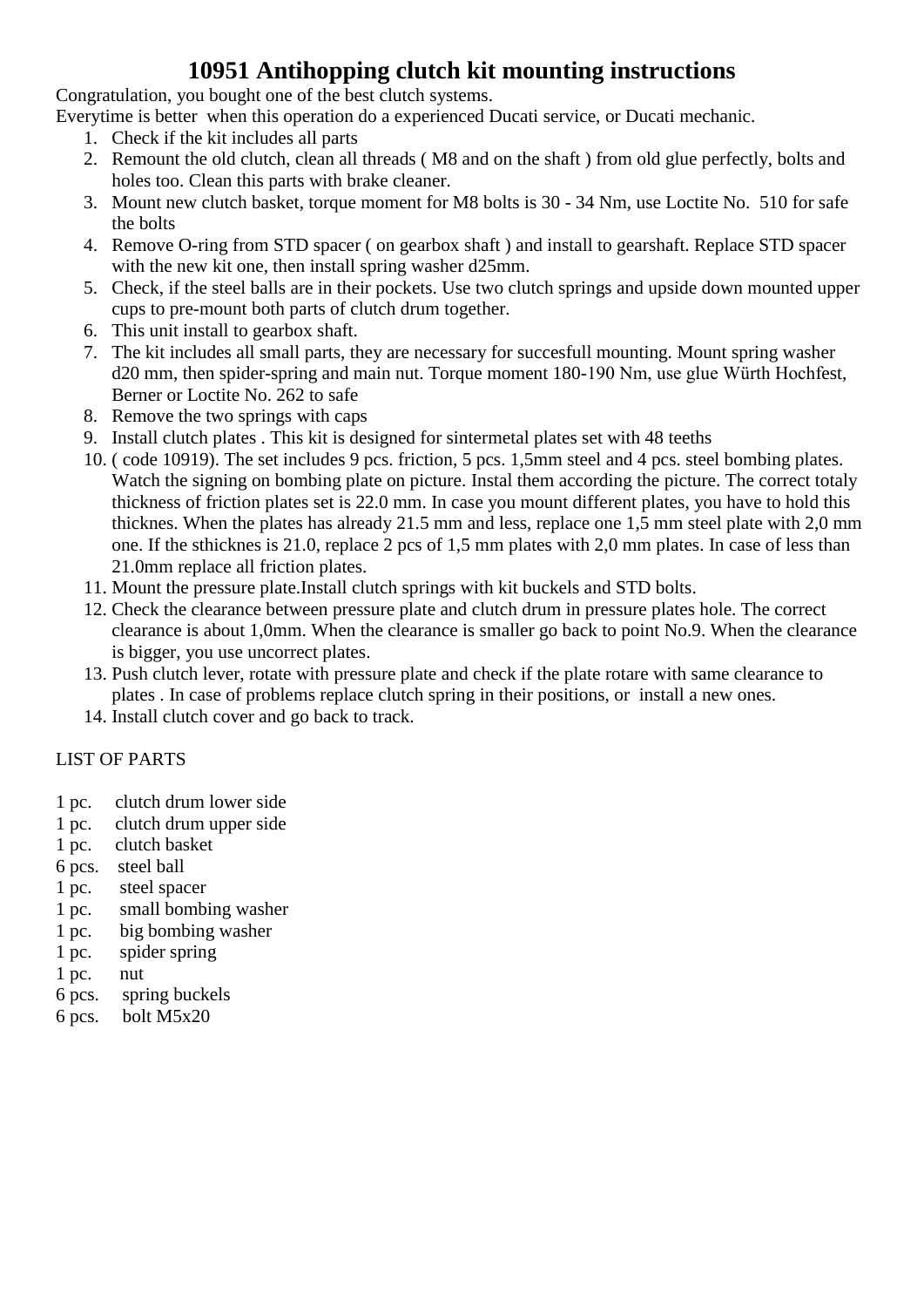# 10951 Antihopping clutch kit mounting instructions

Congratulation, you bought one of the best clutch systems.
Everytime is better when this operation do a experienced Ducati service, or Ducati mechanic.

1. Check if the kit includes all parts
2. Remount the old clutch, clean all threads ( M8 and on the shaft ) from old glue perfectly, bolts and holes too. Clean this parts with brake cleaner.
3. Mount new clutch basket, torque moment for M8 bolts is 30 - 34 Nm, use Loctite No. 510 for safe the bolts
4. Remove O-ring from STD spacer ( on gearbox shaft ) and install to gearshaft. Replace STD spacer with the new kit one, then install spring washer d25mm.
5. Check, if the steel balls are in their pockets. Use two clutch springs and upside down mounted upper cups to pre-mount both parts of clutch drum together.
6. This unit install to gearbox shaft.
7. The kit includes all small parts, they are necessary for succesfull mounting. Mount spring washer d20 mm, then spider-spring and main nut. Torque moment 180-190 Nm, use glue Würth Hochfest, Berner or Loctite No. 262 to safe
8. Remove the two springs with caps
9. Install clutch plates . This kit is designed for sintermetal plates set with 48 teeths
10. ( code 10919). The set includes 9 pcs. friction, 5 pcs. 1,5mm steel and 4 pcs. steel bombing plates. Watch the signing on bombing plate on picture. Instal them according the picture. The correct totaly thickness of friction plates set is 22.0 mm. In case you mount different plates, you have to hold this thicknes. When the plates has already 21.5 mm and less, replace one 1,5 mm steel plate with 2,0 mm one. If the sthicknes is 21.0, replace 2 pcs of 1,5 mm plates with 2,0 mm plates. In case of less than 21.0mm replace all friction plates.
11. Mount the pressure plate.Install clutch springs with kit buckels and STD bolts.
12. Check the clearance between pressure plate and clutch drum in pressure plates hole. The correct clearance is about 1,0mm. When the clearance is smaller go back to point No.9. When the clearance is bigger, you use uncorrect plates.
13. Push clutch lever, rotate with pressure plate and check if the plate rotare with same clearance to plates . In case of problems replace clutch spring in their positions, or install a new ones.
14. Install clutch cover and go back to track.

LIST OF PARTS

1 pc. clutch drum lower side
1 pc. clutch drum upper side
1 pc. clutch basket
6 pcs. steel ball
1 pc. steel spacer
1 pc. small bombing washer
1 pc. big bombing washer
1 pc. spider spring
1 pc. nut
6 pcs. spring buckels
6 pcs. bolt M5x20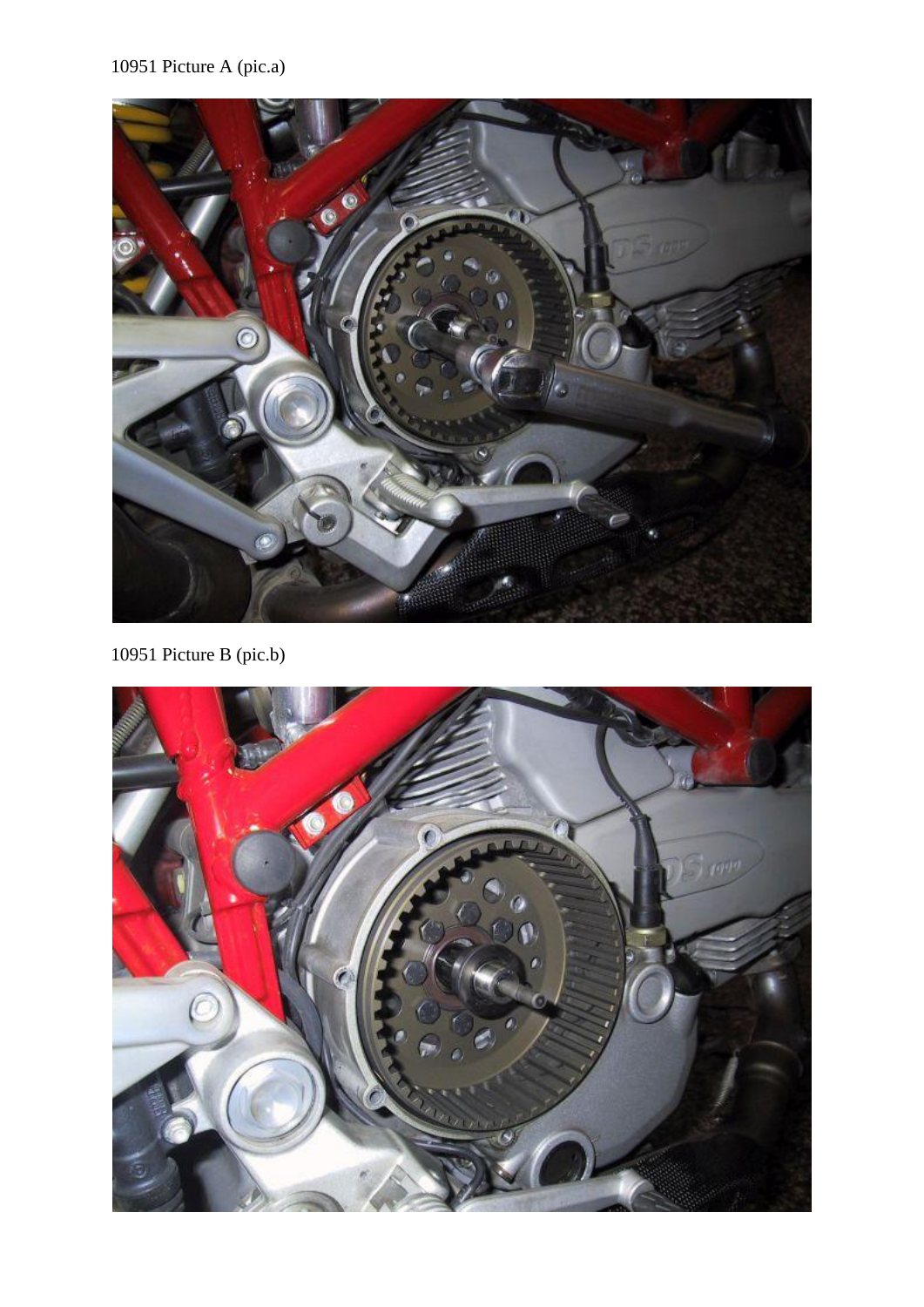10951 Picture A (pic.a)

10951 Picture B (pic.b)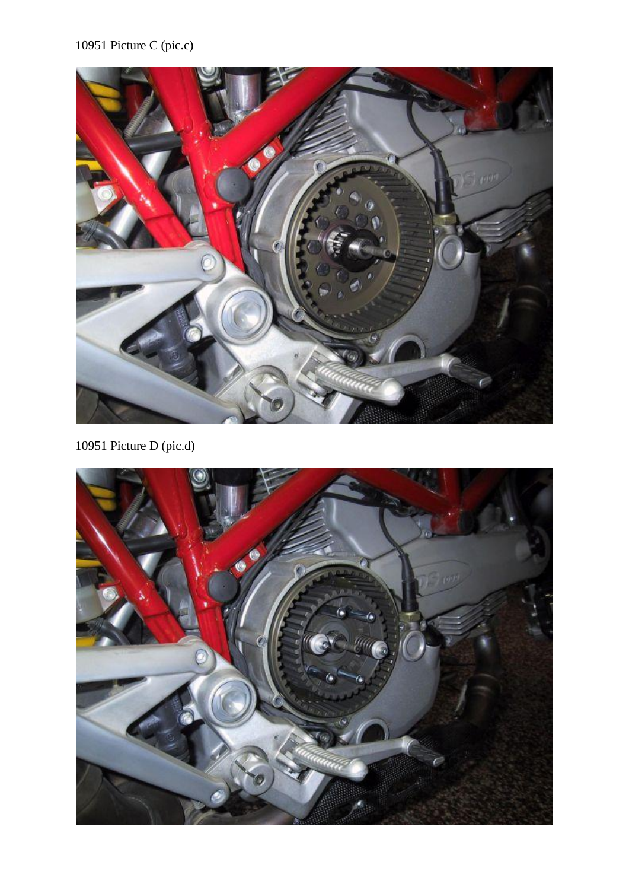10951 Picture C (pic.c)

10951 Picture D (pic.d)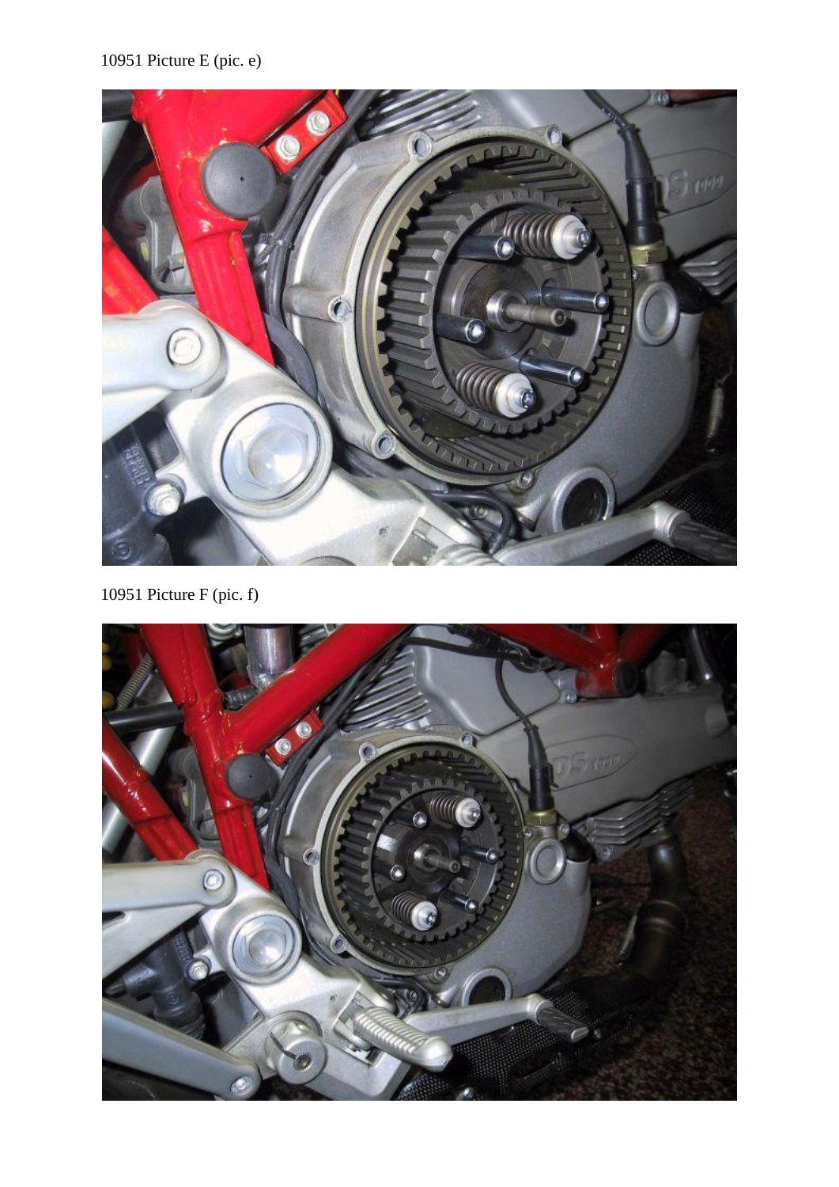10951 Picture E (pic. e)

10951 Picture F (pic. f)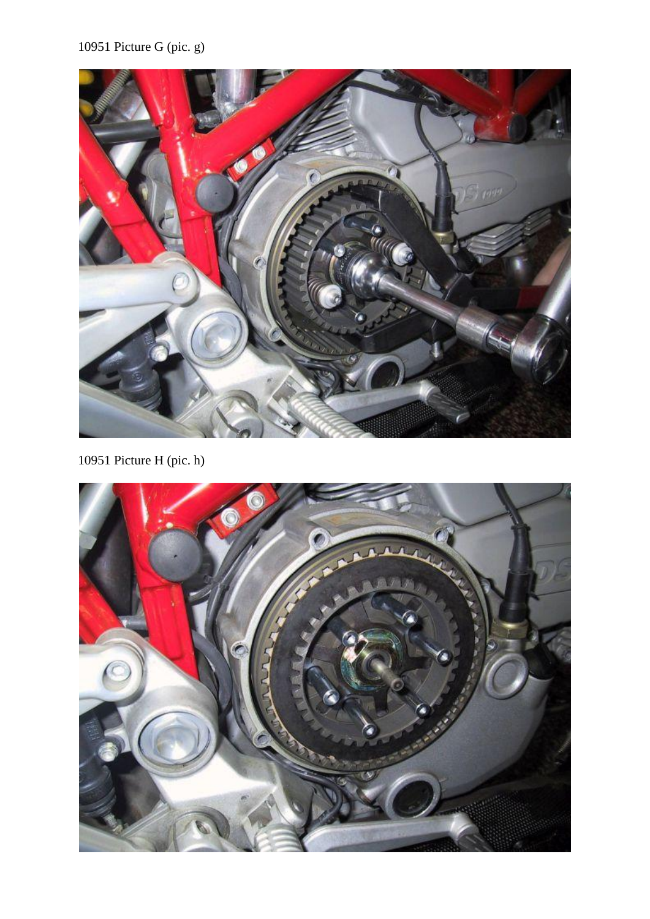10951 Picture G (pic. g)

10951 Picture H (pic. h)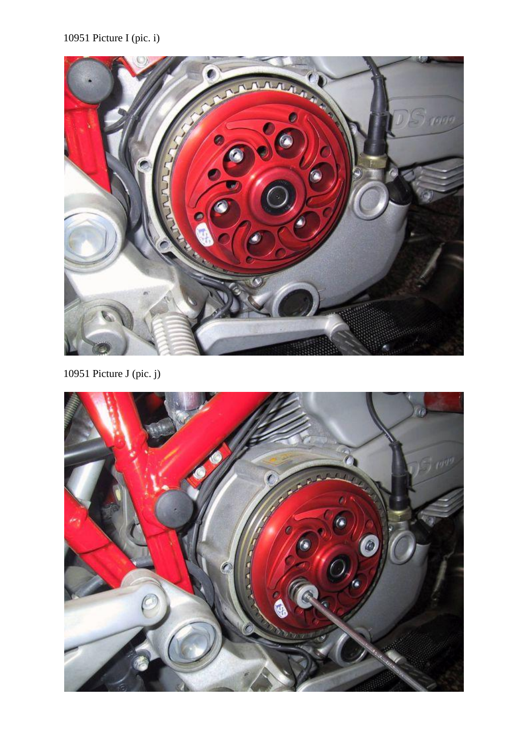10951 Picture I (pic. i)

10951 Picture J (pic. j)